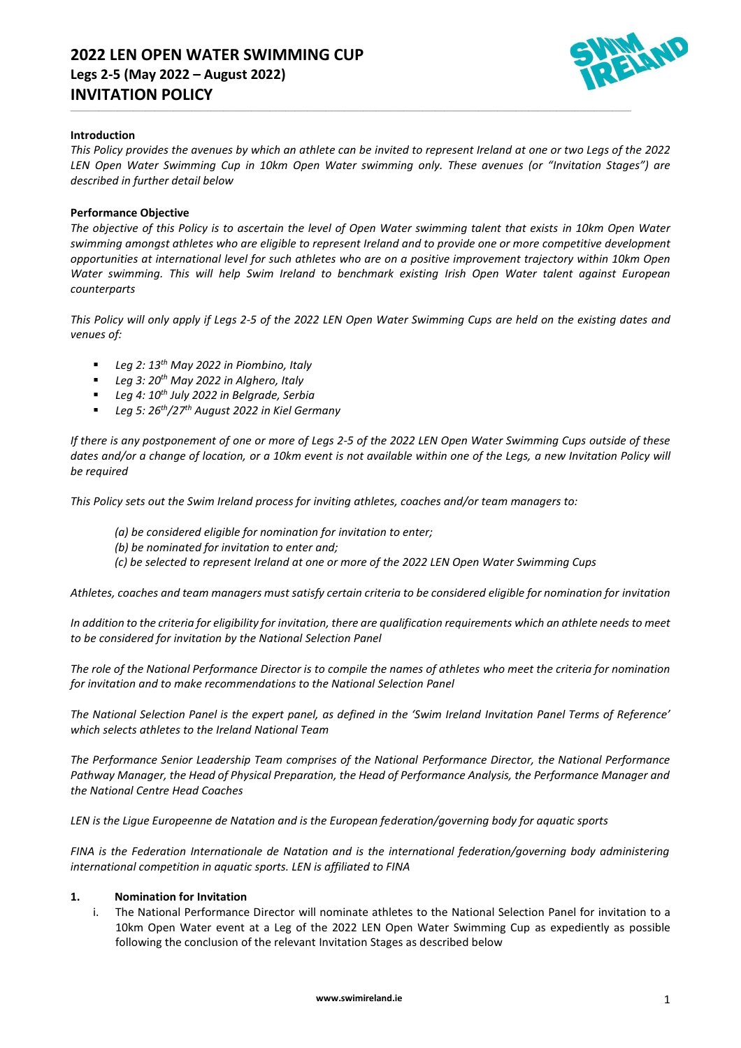# 2022 LEN OPEN WATER SWIMMING CUP
## Legs 2-5 (May 2022 – August 2022)
## INVITATION POLICY

**Introduction**

*This Policy provides the avenues by which an athlete can be invited to represent Ireland at one or two Legs of the 2022 LEN Open Water Swimming Cup in 10km Open Water swimming only. These avenues (or "Invitation Stages") are described in further detail below*

**Performance Objective**

*The objective of this Policy is to ascertain the level of Open Water swimming talent that exists in 10km Open Water swimming amongst athletes who are eligible to represent Ireland and to provide one or more competitive development opportunities at international level for such athletes who are on a positive improvement trajectory within 10km Open Water swimming. This will help Swim Ireland to benchmark existing Irish Open Water talent against European counterparts*

*This Policy will only apply if Legs 2-5 of the 2022 LEN Open Water Swimming Cups are held on the existing dates and venues of:*

- *Leg 2: 13th May 2022 in Piombino, Italy*
- *Leg 3: 20th May 2022 in Alghero, Italy*
- *Leg 4: 10th July 2022 in Belgrade, Serbia*
- *Leg 5: 26th/27th August 2022 in Kiel Germany*

*If there is any postponement of one or more of Legs 2-5 of the 2022 LEN Open Water Swimming Cups outside of these dates and/or a change of location, or a 10km event is not available within one of the Legs, a new Invitation Policy will be required*

*This Policy sets out the Swim Ireland process for inviting athletes, coaches and/or team managers to:*

*(a) be considered eligible for nomination for invitation to enter;*
*(b) be nominated for invitation to enter and;*
*(c) be selected to represent Ireland at one or more of the 2022 LEN Open Water Swimming Cups*

*Athletes, coaches and team managers must satisfy certain criteria to be considered eligible for nomination for invitation*

*In addition to the criteria for eligibility for invitation, there are qualification requirements which an athlete needs to meet to be considered for invitation by the National Selection Panel*

*The role of the National Performance Director is to compile the names of athletes who meet the criteria for nomination for invitation and to make recommendations to the National Selection Panel*

*The National Selection Panel is the expert panel, as defined in the 'Swim Ireland Invitation Panel Terms of Reference' which selects athletes to the Ireland National Team*

*The Performance Senior Leadership Team comprises of the National Performance Director, the National Performance Pathway Manager, the Head of Physical Preparation, the Head of Performance Analysis, the Performance Manager and the National Centre Head Coaches*

*LEN is the Ligue Europeenne de Natation and is the European federation/governing body for aquatic sports*

*FINA is the Federation Internationale de Natation and is the international federation/governing body administering international competition in aquatic sports. LEN is affiliated to FINA*

**1. Nomination for Invitation**

i. The National Performance Director will nominate athletes to the National Selection Panel for invitation to a 10km Open Water event at a Leg of the 2022 LEN Open Water Swimming Cup as expediently as possible following the conclusion of the relevant Invitation Stages as described below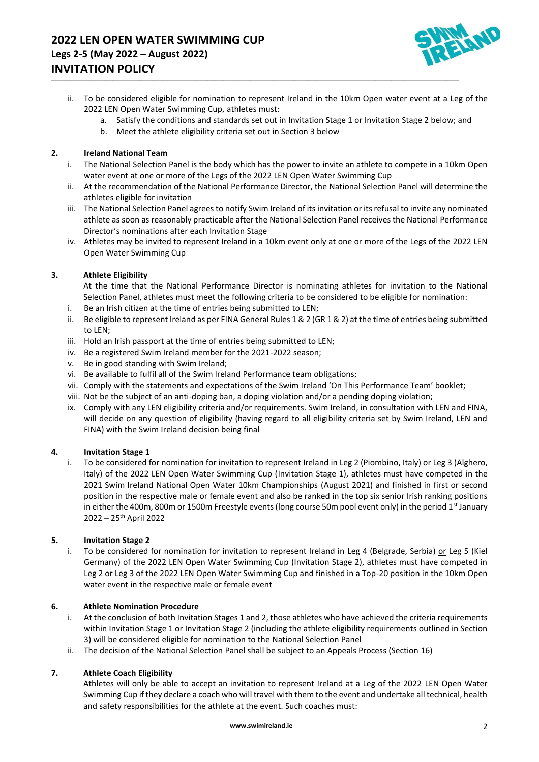ii. To be considered eligible for nomination to represent Ireland in the 10km Open water event at a Leg of the 2022 LEN Open Water Swimming Cup, athletes must:
   a. Satisfy the conditions and standards set out in Invitation Stage 1 or Invitation Stage 2 below; and
   b. Meet the athlete eligibility criteria set out in Section 3 below

## 2. Ireland National Team

i. The National Selection Panel is the body which has the power to invite an athlete to compete in a 10km Open water event at one or more of the Legs of the 2022 LEN Open Water Swimming Cup
ii. At the recommendation of the National Performance Director, the National Selection Panel will determine the athletes eligible for invitation
iii. The National Selection Panel agrees to notify Swim Ireland of its invitation or its refusal to invite any nominated athlete as soon as reasonably practicable after the National Selection Panel receives the National Performance Director's nominations after each Invitation Stage
iv. Athletes may be invited to represent Ireland in a 10km event only at one or more of the Legs of the 2022 LEN Open Water Swimming Cup

## 3. Athlete Eligibility

At the time that the National Performance Director is nominating athletes for invitation to the National Selection Panel, athletes must meet the following criteria to be considered to be eligible for nomination:

i. Be an Irish citizen at the time of entries being submitted to LEN;
ii. Be eligible to represent Ireland as per FINA General Rules 1 & 2 (GR 1 & 2) at the time of entries being submitted to LEN;
iii. Hold an Irish passport at the time of entries being submitted to LEN;
iv. Be a registered Swim Ireland member for the 2021-2022 season;
v. Be in good standing with Swim Ireland;
vi. Be available to fulfil all of the Swim Ireland Performance team obligations;
vii. Comply with the statements and expectations of the Swim Ireland 'On This Performance Team' booklet;
viii. Not be the subject of an anti-doping ban, a doping violation and/or a pending doping violation;
ix. Comply with any LEN eligibility criteria and/or requirements. Swim Ireland, in consultation with LEN and FINA, will decide on any question of eligibility (having regard to all eligibility criteria set by Swim Ireland, LEN and FINA) with the Swim Ireland decision being final

## 4. Invitation Stage 1

i. To be considered for nomination for invitation to represent Ireland in Leg 2 (Piombino, Italy) or Leg 3 (Alghero, Italy) of the 2022 LEN Open Water Swimming Cup (Invitation Stage 1), athletes must have competed in the 2021 Swim Ireland National Open Water 10km Championships (August 2021) and finished in first or second position in the respective male or female event and also be ranked in the top six senior Irish ranking positions in either the 400m, 800m or 1500m Freestyle events (long course 50m pool event only) in the period 1st January 2022 – 25th April 2022

## 5. Invitation Stage 2

i. To be considered for nomination for invitation to represent Ireland in Leg 4 (Belgrade, Serbia) or Leg 5 (Kiel Germany) of the 2022 LEN Open Water Swimming Cup (Invitation Stage 2), athletes must have competed in Leg 2 or Leg 3 of the 2022 LEN Open Water Swimming Cup and finished in a Top-20 position in the 10km Open water event in the respective male or female event

## 6. Athlete Nomination Procedure

i. At the conclusion of both Invitation Stages 1 and 2, those athletes who have achieved the criteria requirements within Invitation Stage 1 or Invitation Stage 2 (including the athlete eligibility requirements outlined in Section 3) will be considered eligible for nomination to the National Selection Panel
ii. The decision of the National Selection Panel shall be subject to an Appeals Process (Section 16)

## 7. Athlete Coach Eligibility

Athletes will only be able to accept an invitation to represent Ireland at a Leg of the 2022 LEN Open Water Swimming Cup if they declare a coach who will travel with them to the event and undertake all technical, health and safety responsibilities for the athlete at the event. Such coaches must: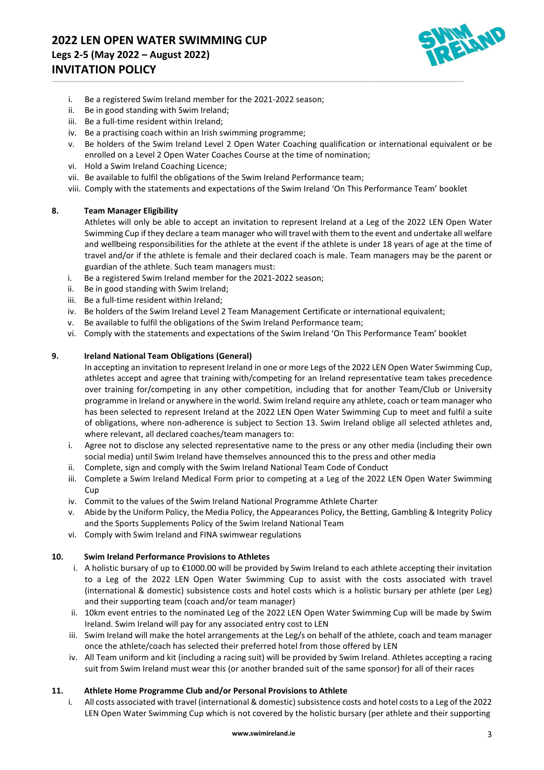i. Be a registered Swim Ireland member for the 2021-2022 season;
ii. Be in good standing with Swim Ireland;
iii. Be a full-time resident within Ireland;
iv. Be a practising coach within an Irish swimming programme;
v. Be holders of the Swim Ireland Level 2 Open Water Coaching qualification or international equivalent or be enrolled on a Level 2 Open Water Coaches Course at the time of nomination;
vi. Hold a Swim Ireland Coaching Licence;
vii. Be available to fulfil the obligations of the Swim Ireland Performance team;
viii. Comply with the statements and expectations of the Swim Ireland 'On This Performance Team' booklet

**8. Team Manager Eligibility**

Athletes will only be able to accept an invitation to represent Ireland at a Leg of the 2022 LEN Open Water Swimming Cup if they declare a team manager who will travel with them to the event and undertake all welfare and wellbeing responsibilities for the athlete at the event if the athlete is under 18 years of age at the time of travel and/or if the athlete is female and their declared coach is male. Team managers may be the parent or guardian of the athlete. Such team managers must:

i. Be a registered Swim Ireland member for the 2021-2022 season;
ii. Be in good standing with Swim Ireland;
iii. Be a full-time resident within Ireland;
iv. Be holders of the Swim Ireland Level 2 Team Management Certificate or international equivalent;
v. Be available to fulfil the obligations of the Swim Ireland Performance team;
vi. Comply with the statements and expectations of the Swim Ireland 'On This Performance Team' booklet

**9. Ireland National Team Obligations (General)**

In accepting an invitation to represent Ireland in one or more Legs of the 2022 LEN Open Water Swimming Cup, athletes accept and agree that training with/competing for an Ireland representative team takes precedence over training for/competing in any other competition, including that for another Team/Club or University programme in Ireland or anywhere in the world. Swim Ireland require any athlete, coach or team manager who has been selected to represent Ireland at the 2022 LEN Open Water Swimming Cup to meet and fulfil a suite of obligations, where non-adherence is subject to Section 13. Swim Ireland oblige all selected athletes and, where relevant, all declared coaches/team managers to:

i. Agree not to disclose any selected representative name to the press or any other media (including their own social media) until Swim Ireland have themselves announced this to the press and other media
ii. Complete, sign and comply with the Swim Ireland National Team Code of Conduct
iii. Complete a Swim Ireland Medical Form prior to competing at a Leg of the 2022 LEN Open Water Swimming Cup
iv. Commit to the values of the Swim Ireland National Programme Athlete Charter
v. Abide by the Uniform Policy, the Media Policy, the Appearances Policy, the Betting, Gambling & Integrity Policy and the Sports Supplements Policy of the Swim Ireland National Team
vi. Comply with Swim Ireland and FINA swimwear regulations

**10. Swim Ireland Performance Provisions to Athletes**

i. A holistic bursary of up to €1000.00 will be provided by Swim Ireland to each athlete accepting their invitation to a Leg of the 2022 LEN Open Water Swimming Cup to assist with the costs associated with travel (international & domestic) subsistence costs and hotel costs which is a holistic bursary per athlete (per Leg) and their supporting team (coach and/or team manager)
ii. 10km event entries to the nominated Leg of the 2022 LEN Open Water Swimming Cup will be made by Swim Ireland. Swim Ireland will pay for any associated entry cost to LEN
iii. Swim Ireland will make the hotel arrangements at the Leg/s on behalf of the athlete, coach and team manager once the athlete/coach has selected their preferred hotel from those offered by LEN
iv. All Team uniform and kit (including a racing suit) will be provided by Swim Ireland. Athletes accepting a racing suit from Swim Ireland must wear this (or another branded suit of the same sponsor) for all of their races

**11. Athlete Home Programme Club and/or Personal Provisions to Athlete**

i. All costs associated with travel (international & domestic) subsistence costs and hotel costs to a Leg of the 2022 LEN Open Water Swimming Cup which is not covered by the holistic bursary (per athlete and their supporting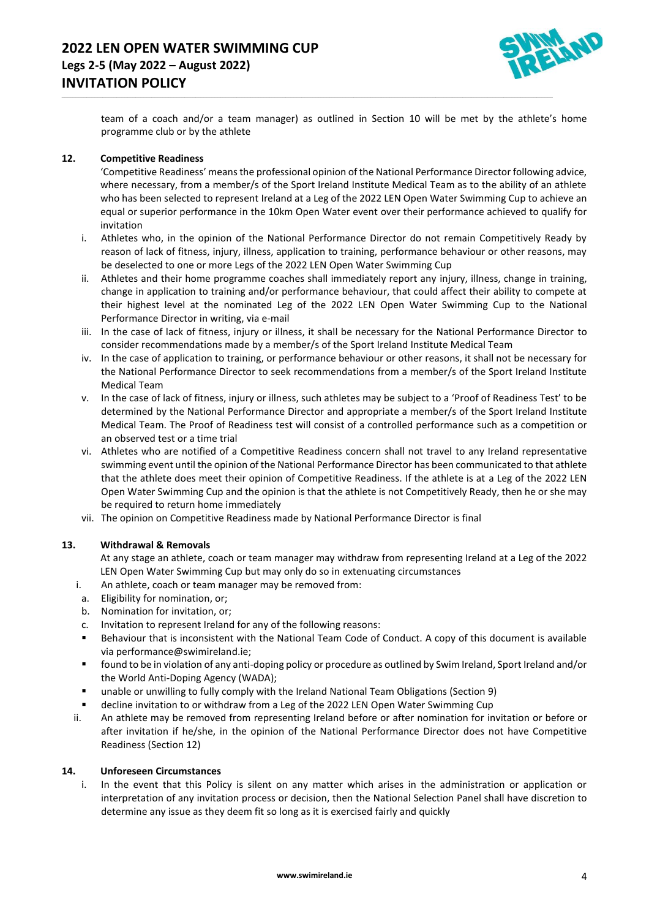team of a coach and/or a team manager) as outlined in Section 10 will be met by the athlete's home programme club or by the athlete

## 12. Competitive Readiness

'Competitive Readiness' means the professional opinion of the National Performance Director following advice, where necessary, from a member/s of the Sport Ireland Institute Medical Team as to the ability of an athlete who has been selected to represent Ireland at a Leg of the 2022 LEN Open Water Swimming Cup to achieve an equal or superior performance in the 10km Open Water event over their performance achieved to qualify for invitation

i. Athletes who, in the opinion of the National Performance Director do not remain Competitively Ready by reason of lack of fitness, injury, illness, application to training, performance behaviour or other reasons, may be deselected to one or more Legs of the 2022 LEN Open Water Swimming Cup

ii. Athletes and their home programme coaches shall immediately report any injury, illness, change in training, change in application to training and/or performance behaviour, that could affect their ability to compete at their highest level at the nominated Leg of the 2022 LEN Open Water Swimming Cup to the National Performance Director in writing, via e-mail

iii. In the case of lack of fitness, injury or illness, it shall be necessary for the National Performance Director to consider recommendations made by a member/s of the Sport Ireland Institute Medical Team

iv. In the case of application to training, or performance behaviour or other reasons, it shall not be necessary for the National Performance Director to seek recommendations from a member/s of the Sport Ireland Institute Medical Team

v. In the case of lack of fitness, injury or illness, such athletes may be subject to a 'Proof of Readiness Test' to be determined by the National Performance Director and appropriate a member/s of the Sport Ireland Institute Medical Team. The Proof of Readiness test will consist of a controlled performance such as a competition or an observed test or a time trial

vi. Athletes who are notified of a Competitive Readiness concern shall not travel to any Ireland representative swimming event until the opinion of the National Performance Director has been communicated to that athlete that the athlete does meet their opinion of Competitive Readiness. If the athlete is at a Leg of the 2022 LEN Open Water Swimming Cup and the opinion is that the athlete is not Competitively Ready, then he or she may be required to return home immediately

vii. The opinion on Competitive Readiness made by National Performance Director is final

## 13. Withdrawal & Removals

At any stage an athlete, coach or team manager may withdraw from representing Ireland at a Leg of the 2022 LEN Open Water Swimming Cup but may only do so in extenuating circumstances

i. An athlete, coach or team manager may be removed from:

a. Eligibility for nomination, or;

b. Nomination for invitation, or;

c. Invitation to represent Ireland for any of the following reasons:

- Behaviour that is inconsistent with the National Team Code of Conduct. A copy of this document is available via performance@swimireland.ie;
- found to be in violation of any anti-doping policy or procedure as outlined by Swim Ireland, Sport Ireland and/or the World Anti-Doping Agency (WADA);
- unable or unwilling to fully comply with the Ireland National Team Obligations (Section 9)
- decline invitation to or withdraw from a Leg of the 2022 LEN Open Water Swimming Cup

ii. An athlete may be removed from representing Ireland before or after nomination for invitation or before or after invitation if he/she, in the opinion of the National Performance Director does not have Competitive Readiness (Section 12)

## 14. Unforeseen Circumstances

i. In the event that this Policy is silent on any matter which arises in the administration or application or interpretation of any invitation process or decision, then the National Selection Panel shall have discretion to determine any issue as they deem fit so long as it is exercised fairly and quickly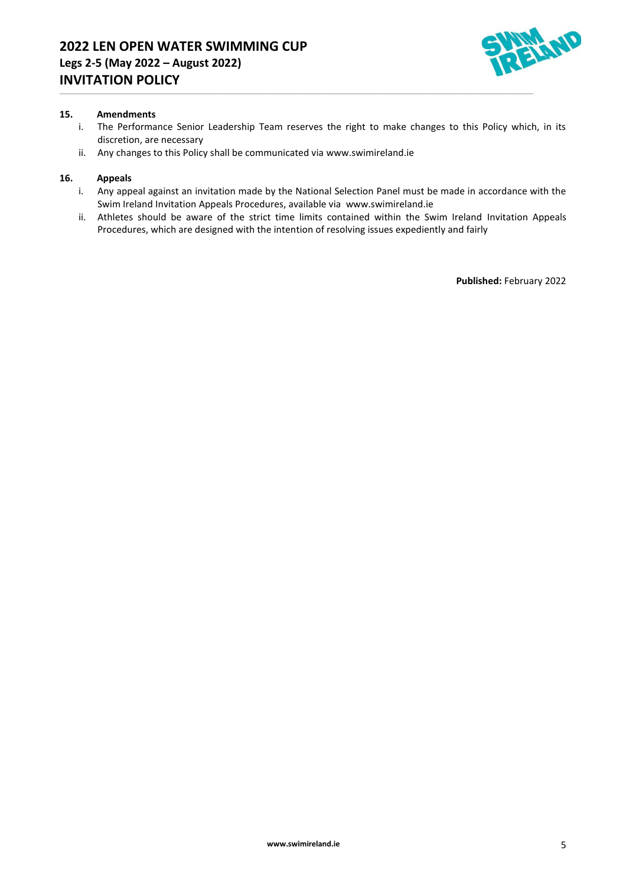### 15. Amendments

i. The Performance Senior Leadership Team reserves the right to make changes to this Policy which, in its discretion, are necessary

ii. Any changes to this Policy shall be communicated via www.swimireland.ie

### 16. Appeals

i. Any appeal against an invitation made by the National Selection Panel must be made in accordance with the Swim Ireland Invitation Appeals Procedures, available via www.swimireland.ie

ii. Athletes should be aware of the strict time limits contained within the Swim Ireland Invitation Appeals Procedures, which are designed with the intention of resolving issues expediently and fairly

**Published:** February 2022